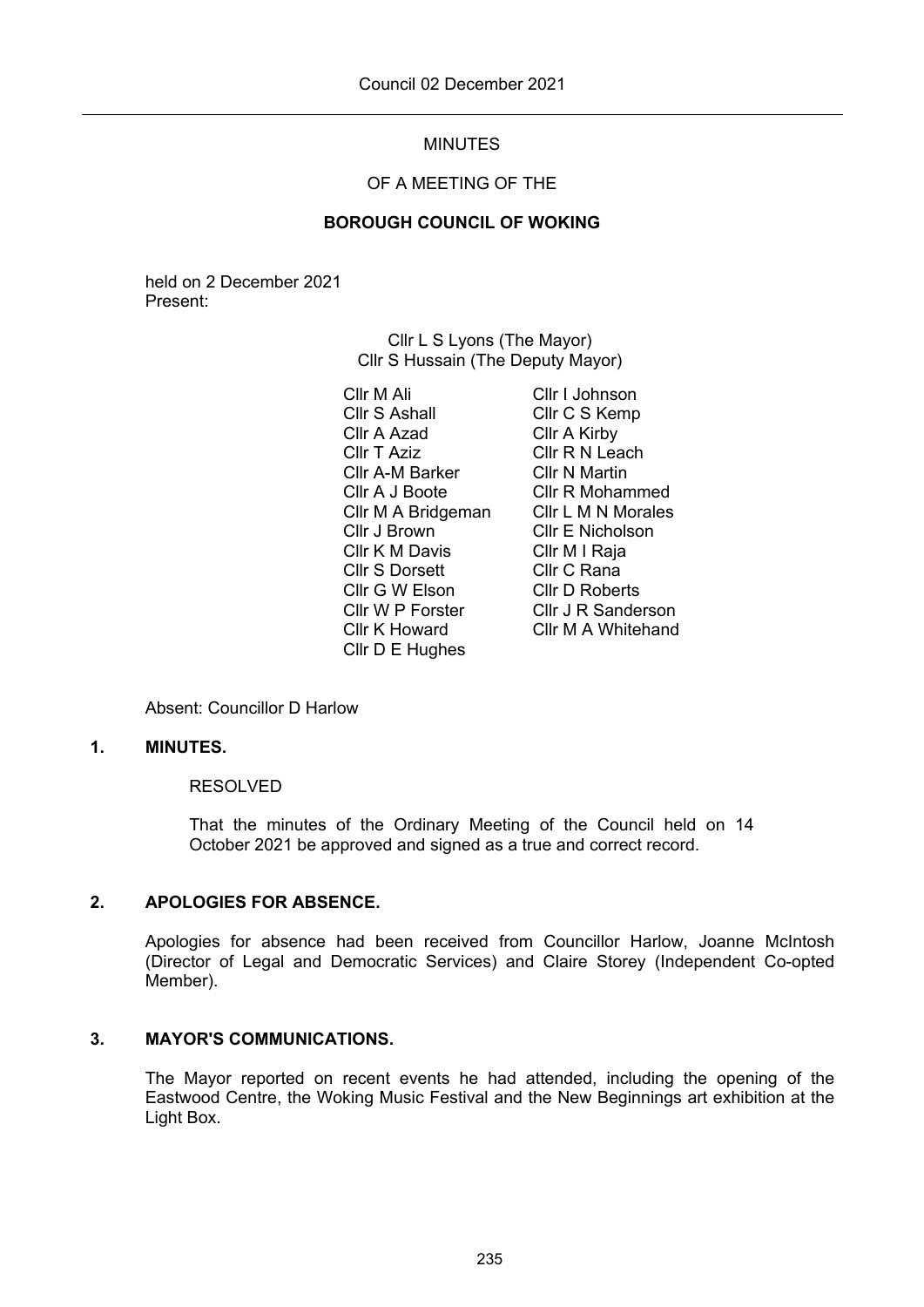# MINUTES

## OF A MEETING OF THE

## BOROUGH COUNCIL OF WOKING

held on 2 December 2021
Present:

Cllr L S Lyons (The Mayor)
Cllr S Hussain (The Deputy Mayor)

Cllr M Ali
Cllr S Ashall
Cllr A Azad
Cllr T Aziz
Cllr A-M Barker
Cllr A J Boote
Cllr M A Bridgeman
Cllr J Brown
Cllr K M Davis
Cllr S Dorsett
Cllr G W Elson
Cllr W P Forster
Cllr K Howard
Cllr D E Hughes
Cllr I Johnson
Cllr C S Kemp
Cllr A Kirby
Cllr R N Leach
Cllr N Martin
Cllr R Mohammed
Cllr L M N Morales
Cllr E Nicholson
Cllr M I Raja
Cllr C Rana
Cllr D Roberts
Cllr J R Sanderson
Cllr M A Whitehand

Absent: Councillor D Harlow

### 1. MINUTES.

RESOLVED

That the minutes of the Ordinary Meeting of the Council held on 14 October 2021 be approved and signed as a true and correct record.

### 2. APOLOGIES FOR ABSENCE.

Apologies for absence had been received from Councillor Harlow, Joanne McIntosh (Director of Legal and Democratic Services) and Claire Storey (Independent Co-opted Member).

### 3. MAYOR'S COMMUNICATIONS.

The Mayor reported on recent events he had attended, including the opening of the Eastwood Centre, the Woking Music Festival and the New Beginnings art exhibition at the Light Box.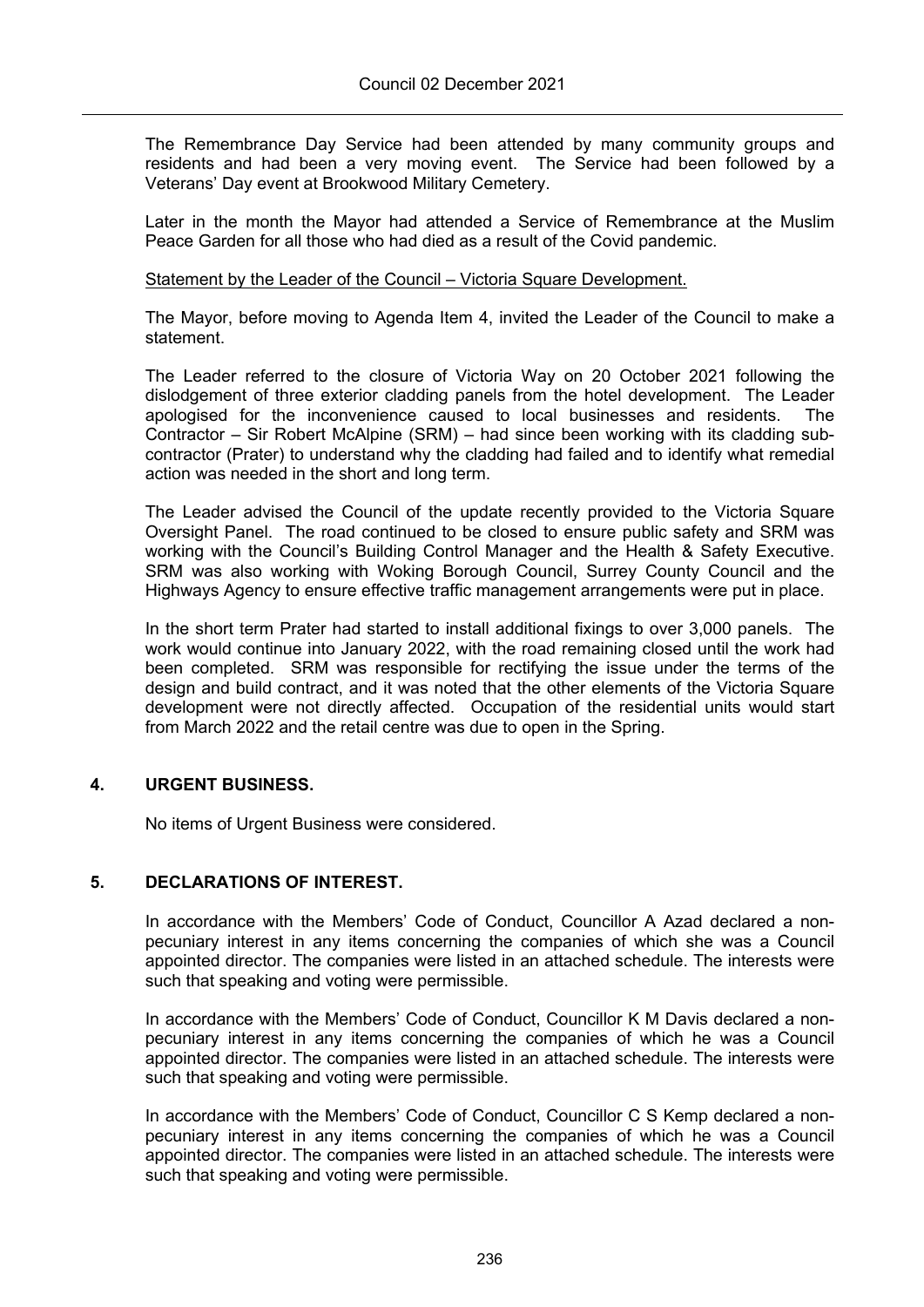The Remembrance Day Service had been attended by many community groups and residents and had been a very moving event. The Service had been followed by a Veterans' Day event at Brookwood Military Cemetery.

Later in the month the Mayor had attended a Service of Remembrance at the Muslim Peace Garden for all those who had died as a result of the Covid pandemic.

Statement by the Leader of the Council – Victoria Square Development.

The Mayor, before moving to Agenda Item 4, invited the Leader of the Council to make a statement.

The Leader referred to the closure of Victoria Way on 20 October 2021 following the dislodgement of three exterior cladding panels from the hotel development. The Leader apologised for the inconvenience caused to local businesses and residents. The Contractor – Sir Robert McAlpine (SRM) – had since been working with its cladding sub-contractor (Prater) to understand why the cladding had failed and to identify what remedial action was needed in the short and long term.

The Leader advised the Council of the update recently provided to the Victoria Square Oversight Panel. The road continued to be closed to ensure public safety and SRM was working with the Council's Building Control Manager and the Health & Safety Executive. SRM was also working with Woking Borough Council, Surrey County Council and the Highways Agency to ensure effective traffic management arrangements were put in place.

In the short term Prater had started to install additional fixings to over 3,000 panels. The work would continue into January 2022, with the road remaining closed until the work had been completed. SRM was responsible for rectifying the issue under the terms of the design and build contract, and it was noted that the other elements of the Victoria Square development were not directly affected. Occupation of the residential units would start from March 2022 and the retail centre was due to open in the Spring.

## 4. URGENT BUSINESS.

No items of Urgent Business were considered.

## 5. DECLARATIONS OF INTEREST.

In accordance with the Members' Code of Conduct, Councillor A Azad declared a non-pecuniary interest in any items concerning the companies of which she was a Council appointed director. The companies were listed in an attached schedule. The interests were such that speaking and voting were permissible.

In accordance with the Members' Code of Conduct, Councillor K M Davis declared a non-pecuniary interest in any items concerning the companies of which he was a Council appointed director. The companies were listed in an attached schedule. The interests were such that speaking and voting were permissible.

In accordance with the Members' Code of Conduct, Councillor C S Kemp declared a non-pecuniary interest in any items concerning the companies of which he was a Council appointed director. The companies were listed in an attached schedule. The interests were such that speaking and voting were permissible.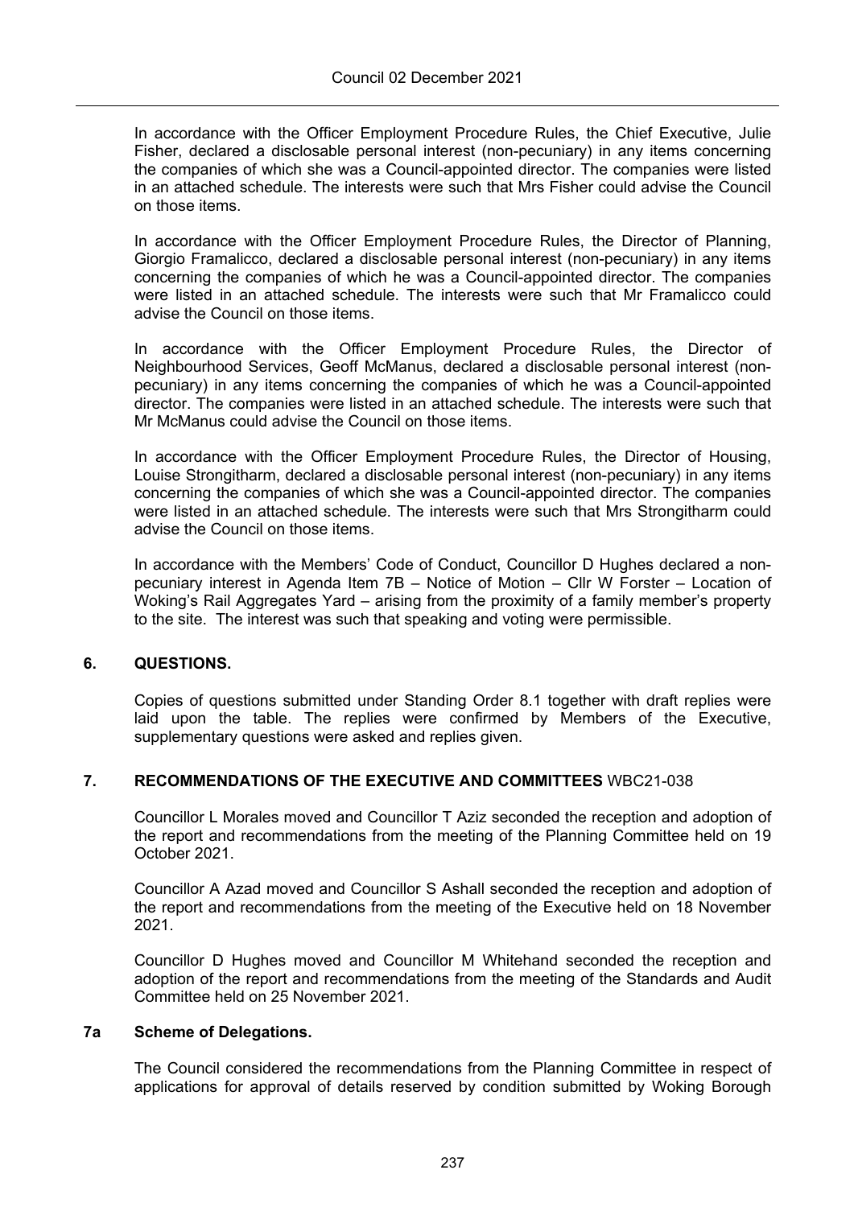In accordance with the Officer Employment Procedure Rules, the Chief Executive, Julie Fisher, declared a disclosable personal interest (non-pecuniary) in any items concerning the companies of which she was a Council-appointed director. The companies were listed in an attached schedule. The interests were such that Mrs Fisher could advise the Council on those items.

In accordance with the Officer Employment Procedure Rules, the Director of Planning, Giorgio Framalicco, declared a disclosable personal interest (non-pecuniary) in any items concerning the companies of which he was a Council-appointed director. The companies were listed in an attached schedule. The interests were such that Mr Framalicco could advise the Council on those items.

In accordance with the Officer Employment Procedure Rules, the Director of Neighbourhood Services, Geoff McManus, declared a disclosable personal interest (non-pecuniary) in any items concerning the companies of which he was a Council-appointed director. The companies were listed in an attached schedule. The interests were such that Mr McManus could advise the Council on those items.

In accordance with the Officer Employment Procedure Rules, the Director of Housing, Louise Strongitharm, declared a disclosable personal interest (non-pecuniary) in any items concerning the companies of which she was a Council-appointed director. The companies were listed in an attached schedule. The interests were such that Mrs Strongitharm could advise the Council on those items.

In accordance with the Members' Code of Conduct, Councillor D Hughes declared a non-pecuniary interest in Agenda Item 7B – Notice of Motion – Cllr W Forster – Location of Woking's Rail Aggregates Yard – arising from the proximity of a family member's property to the site. The interest was such that speaking and voting were permissible.

## 6. QUESTIONS.

Copies of questions submitted under Standing Order 8.1 together with draft replies were laid upon the table. The replies were confirmed by Members of the Executive, supplementary questions were asked and replies given.

## 7. RECOMMENDATIONS OF THE EXECUTIVE AND COMMITTEES WBC21-038

Councillor L Morales moved and Councillor T Aziz seconded the reception and adoption of the report and recommendations from the meeting of the Planning Committee held on 19 October 2021.

Councillor A Azad moved and Councillor S Ashall seconded the reception and adoption of the report and recommendations from the meeting of the Executive held on 18 November 2021.

Councillor D Hughes moved and Councillor M Whitehand seconded the reception and adoption of the report and recommendations from the meeting of the Standards and Audit Committee held on 25 November 2021.

### 7a Scheme of Delegations.

The Council considered the recommendations from the Planning Committee in respect of applications for approval of details reserved by condition submitted by Woking Borough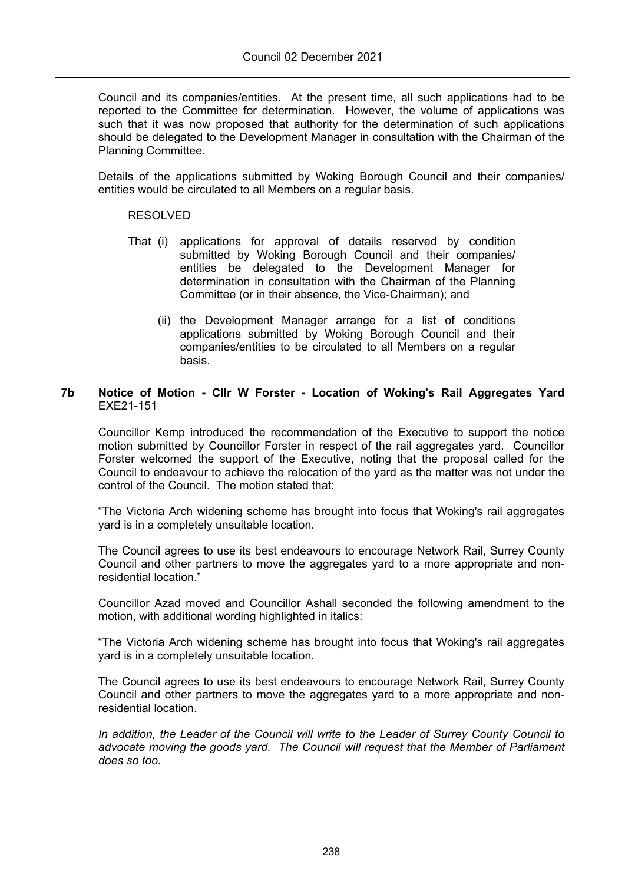Council and its companies/entities. At the present time, all such applications had to be reported to the Committee for determination. However, the volume of applications was such that it was now proposed that authority for the determination of such applications should be delegated to the Development Manager in consultation with the Chairman of the Planning Committee.

Details of the applications submitted by Woking Borough Council and their companies/ entities would be circulated to all Members on a regular basis.

RESOLVED

That (i) applications for approval of details reserved by condition submitted by Woking Borough Council and their companies/ entities be delegated to the Development Manager for determination in consultation with the Chairman of the Planning Committee (or in their absence, the Vice-Chairman); and

(ii) the Development Manager arrange for a list of conditions applications submitted by Woking Borough Council and their companies/entities to be circulated to all Members on a regular basis.

### 7b Notice of Motion - Cllr W Forster - Location of Woking's Rail Aggregates Yard

EXE21-151

Councillor Kemp introduced the recommendation of the Executive to support the notice motion submitted by Councillor Forster in respect of the rail aggregates yard. Councillor Forster welcomed the support of the Executive, noting that the proposal called for the Council to endeavour to achieve the relocation of the yard as the matter was not under the control of the Council. The motion stated that:

"The Victoria Arch widening scheme has brought into focus that Woking's rail aggregates yard is in a completely unsuitable location.

The Council agrees to use its best endeavours to encourage Network Rail, Surrey County Council and other partners to move the aggregates yard to a more appropriate and non-residential location."

Councillor Azad moved and Councillor Ashall seconded the following amendment to the motion, with additional wording highlighted in italics:

"The Victoria Arch widening scheme has brought into focus that Woking's rail aggregates yard is in a completely unsuitable location.

The Council agrees to use its best endeavours to encourage Network Rail, Surrey County Council and other partners to move the aggregates yard to a more appropriate and non-residential location.

*In addition, the Leader of the Council will write to the Leader of Surrey County Council to advocate moving the goods yard. The Council will request that the Member of Parliament does so too.*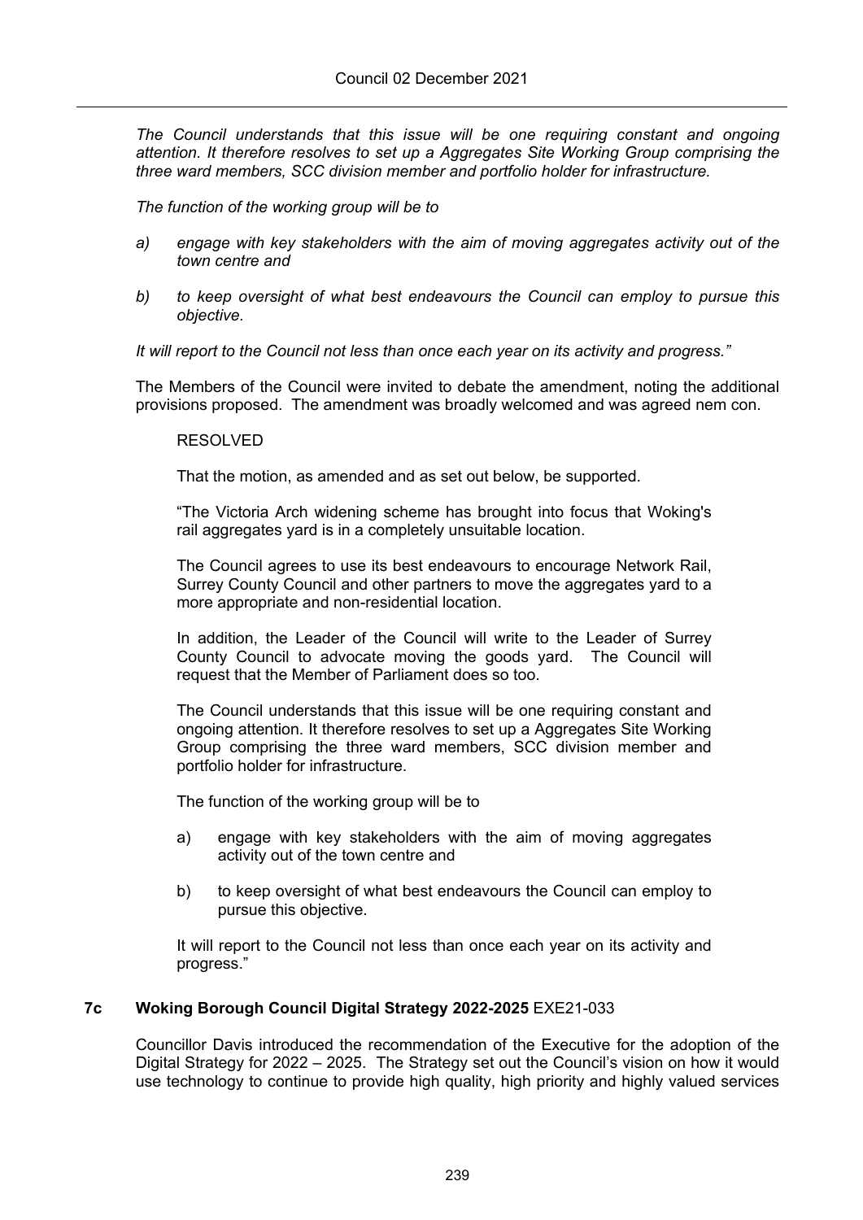*The Council understands that this issue will be one requiring constant and ongoing attention. It therefore resolves to set up a Aggregates Site Working Group comprising the three ward members, SCC division member and portfolio holder for infrastructure.*

*The function of the working group will be to*

*a) engage with key stakeholders with the aim of moving aggregates activity out of the town centre and*

*b) to keep oversight of what best endeavours the Council can employ to pursue this objective.*

*It will report to the Council not less than once each year on its activity and progress."*

The Members of the Council were invited to debate the amendment, noting the additional provisions proposed. The amendment was broadly welcomed and was agreed nem con.

RESOLVED

That the motion, as amended and as set out below, be supported.

"The Victoria Arch widening scheme has brought into focus that Woking's rail aggregates yard is in a completely unsuitable location.

The Council agrees to use its best endeavours to encourage Network Rail, Surrey County Council and other partners to move the aggregates yard to a more appropriate and non-residential location.

In addition, the Leader of the Council will write to the Leader of Surrey County Council to advocate moving the goods yard. The Council will request that the Member of Parliament does so too.

The Council understands that this issue will be one requiring constant and ongoing attention. It therefore resolves to set up a Aggregates Site Working Group comprising the three ward members, SCC division member and portfolio holder for infrastructure.

The function of the working group will be to

a) engage with key stakeholders with the aim of moving aggregates activity out of the town centre and

b) to keep oversight of what best endeavours the Council can employ to pursue this objective.

It will report to the Council not less than once each year on its activity and progress."

### 7c Woking Borough Council Digital Strategy 2022-2025 EXE21-033

Councillor Davis introduced the recommendation of the Executive for the adoption of the Digital Strategy for 2022 – 2025. The Strategy set out the Council's vision on how it would use technology to continue to provide high quality, high priority and highly valued services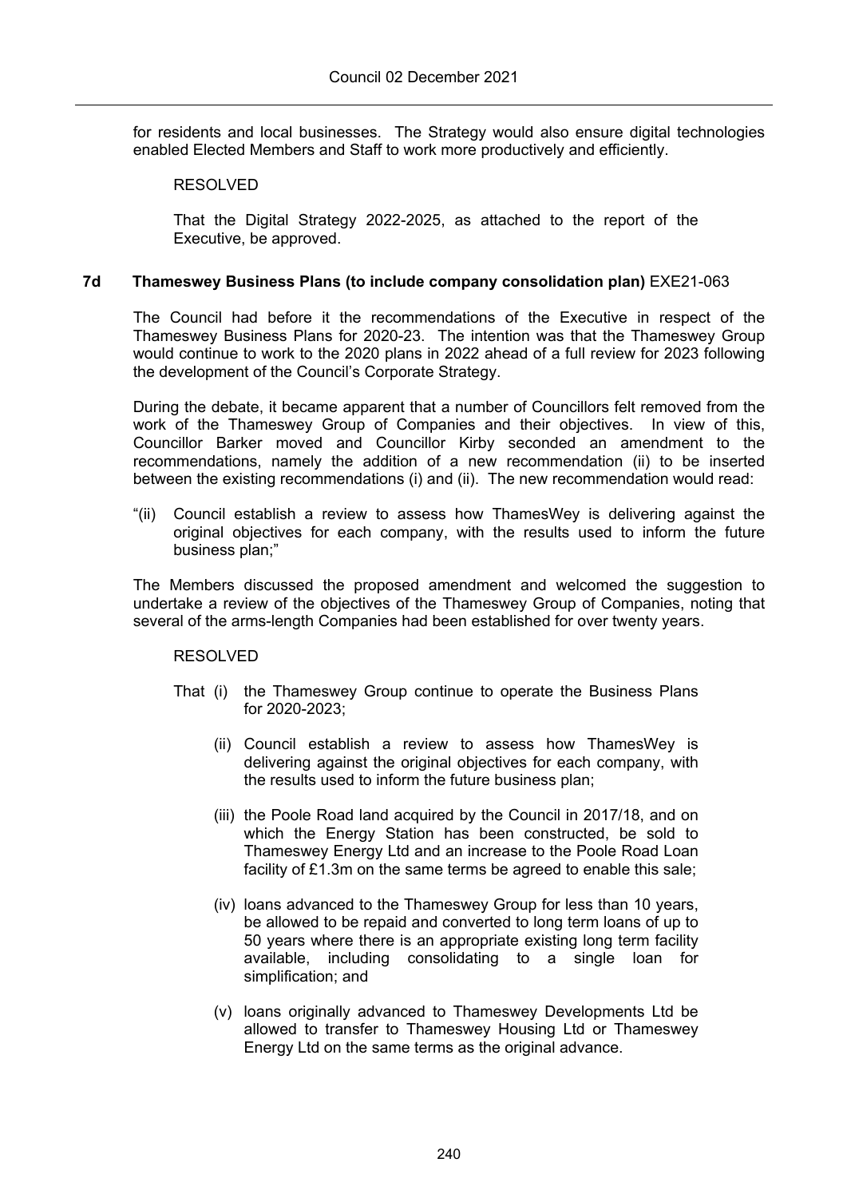for residents and local businesses. The Strategy would also ensure digital technologies enabled Elected Members and Staff to work more productively and efficiently.

RESOLVED

That the Digital Strategy 2022-2025, as attached to the report of the Executive, be approved.

### 7d Thameswey Business Plans (to include company consolidation plan) EXE21-063

The Council had before it the recommendations of the Executive in respect of the Thameswey Business Plans for 2020-23. The intention was that the Thameswey Group would continue to work to the 2020 plans in 2022 ahead of a full review for 2023 following the development of the Council's Corporate Strategy.

During the debate, it became apparent that a number of Councillors felt removed from the work of the Thameswey Group of Companies and their objectives. In view of this, Councillor Barker moved and Councillor Kirby seconded an amendment to the recommendations, namely the addition of a new recommendation (ii) to be inserted between the existing recommendations (i) and (ii). The new recommendation would read:

"(ii) Council establish a review to assess how ThamesWey is delivering against the original objectives for each company, with the results used to inform the future business plan;"

The Members discussed the proposed amendment and welcomed the suggestion to undertake a review of the objectives of the Thameswey Group of Companies, noting that several of the arms-length Companies had been established for over twenty years.

RESOLVED

That (i) the Thameswey Group continue to operate the Business Plans for 2020-2023;

(ii) Council establish a review to assess how ThamesWey is delivering against the original objectives for each company, with the results used to inform the future business plan;

(iii) the Poole Road land acquired by the Council in 2017/18, and on which the Energy Station has been constructed, be sold to Thameswey Energy Ltd and an increase to the Poole Road Loan facility of £1.3m on the same terms be agreed to enable this sale;

(iv) loans advanced to the Thameswey Group for less than 10 years, be allowed to be repaid and converted to long term loans of up to 50 years where there is an appropriate existing long term facility available, including consolidating to a single loan for simplification; and

(v) loans originally advanced to Thameswey Developments Ltd be allowed to transfer to Thameswey Housing Ltd or Thameswey Energy Ltd on the same terms as the original advance.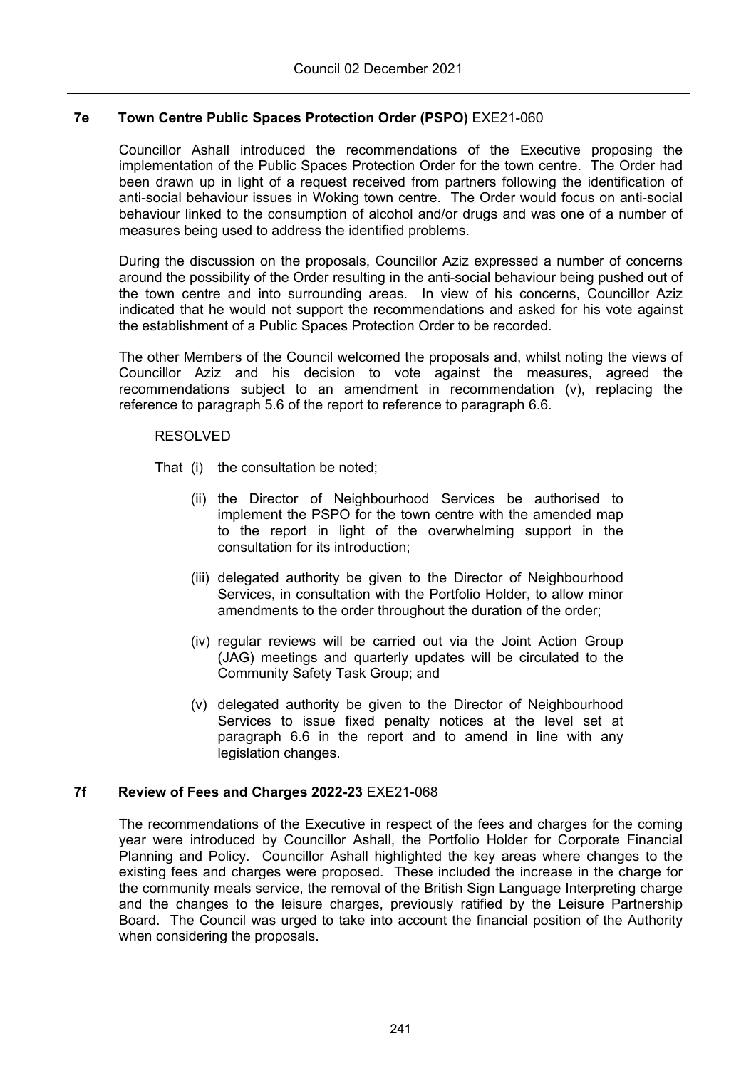## 7e Town Centre Public Spaces Protection Order (PSPO) EXE21-060

Councillor Ashall introduced the recommendations of the Executive proposing the implementation of the Public Spaces Protection Order for the town centre. The Order had been drawn up in light of a request received from partners following the identification of anti-social behaviour issues in Woking town centre. The Order would focus on anti-social behaviour linked to the consumption of alcohol and/or drugs and was one of a number of measures being used to address the identified problems.

During the discussion on the proposals, Councillor Aziz expressed a number of concerns around the possibility of the Order resulting in the anti-social behaviour being pushed out of the town centre and into surrounding areas. In view of his concerns, Councillor Aziz indicated that he would not support the recommendations and asked for his vote against the establishment of a Public Spaces Protection Order to be recorded.

The other Members of the Council welcomed the proposals and, whilst noting the views of Councillor Aziz and his decision to vote against the measures, agreed the recommendations subject to an amendment in recommendation (v), replacing the reference to paragraph 5.6 of the report to reference to paragraph 6.6.

RESOLVED

That (i) the consultation be noted;

(ii) the Director of Neighbourhood Services be authorised to implement the PSPO for the town centre with the amended map to the report in light of the overwhelming support in the consultation for its introduction;

(iii) delegated authority be given to the Director of Neighbourhood Services, in consultation with the Portfolio Holder, to allow minor amendments to the order throughout the duration of the order;

(iv) regular reviews will be carried out via the Joint Action Group (JAG) meetings and quarterly updates will be circulated to the Community Safety Task Group; and

(v) delegated authority be given to the Director of Neighbourhood Services to issue fixed penalty notices at the level set at paragraph 6.6 in the report and to amend in line with any legislation changes.

## 7f Review of Fees and Charges 2022-23 EXE21-068

The recommendations of the Executive in respect of the fees and charges for the coming year were introduced by Councillor Ashall, the Portfolio Holder for Corporate Financial Planning and Policy. Councillor Ashall highlighted the key areas where changes to the existing fees and charges were proposed. These included the increase in the charge for the community meals service, the removal of the British Sign Language Interpreting charge and the changes to the leisure charges, previously ratified by the Leisure Partnership Board. The Council was urged to take into account the financial position of the Authority when considering the proposals.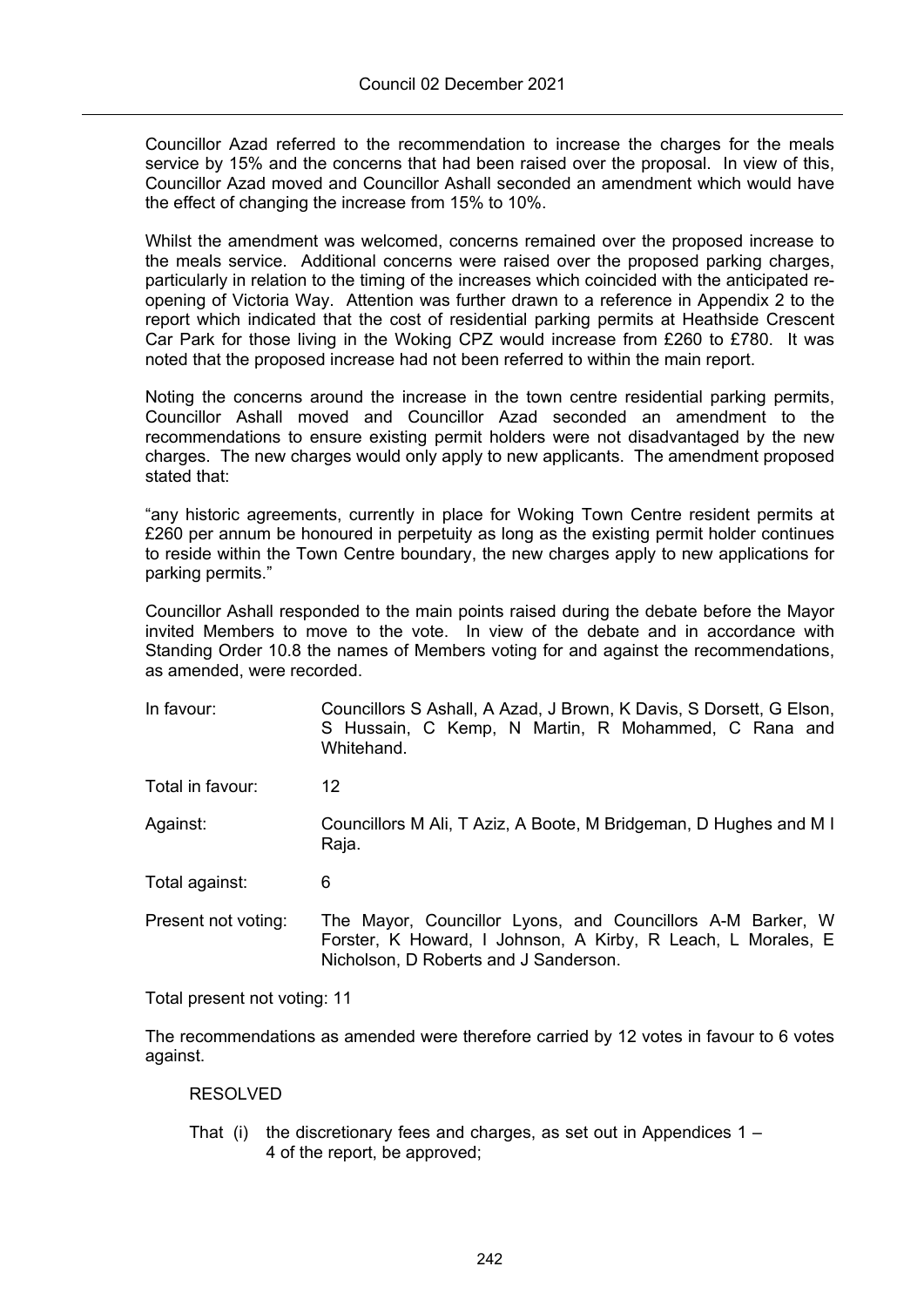Councillor Azad referred to the recommendation to increase the charges for the meals service by 15% and the concerns that had been raised over the proposal. In view of this, Councillor Azad moved and Councillor Ashall seconded an amendment which would have the effect of changing the increase from 15% to 10%.

Whilst the amendment was welcomed, concerns remained over the proposed increase to the meals service. Additional concerns were raised over the proposed parking charges, particularly in relation to the timing of the increases which coincided with the anticipated re-opening of Victoria Way. Attention was further drawn to a reference in Appendix 2 to the report which indicated that the cost of residential parking permits at Heathside Crescent Car Park for those living in the Woking CPZ would increase from £260 to £780. It was noted that the proposed increase had not been referred to within the main report.

Noting the concerns around the increase in the town centre residential parking permits, Councillor Ashall moved and Councillor Azad seconded an amendment to the recommendations to ensure existing permit holders were not disadvantaged by the new charges. The new charges would only apply to new applicants. The amendment proposed stated that:

"any historic agreements, currently in place for Woking Town Centre resident permits at £260 per annum be honoured in perpetuity as long as the existing permit holder continues to reside within the Town Centre boundary, the new charges apply to new applications for parking permits."

Councillor Ashall responded to the main points raised during the debate before the Mayor invited Members to move to the vote. In view of the debate and in accordance with Standing Order 10.8 the names of Members voting for and against the recommendations, as amended, were recorded.

| | |
|---|---|
| In favour: | Councillors S Ashall, A Azad, J Brown, K Davis, S Dorsett, G Elson, S Hussain, C Kemp, N Martin, R Mohammed, C Rana and Whitehand. |
| Total in favour: | 12 |
| Against: | Councillors M Ali, T Aziz, A Boote, M Bridgeman, D Hughes and M I Raja. |
| Total against: | 6 |
| Present not voting: | The Mayor, Councillor Lyons, and Councillors A-M Barker, W Forster, K Howard, I Johnson, A Kirby, R Leach, L Morales, E Nicholson, D Roberts and J Sanderson. |

Total present not voting: 11

The recommendations as amended were therefore carried by 12 votes in favour to 6 votes against.

RESOLVED

That (i) the discretionary fees and charges, as set out in Appendices 1 – 4 of the report, be approved;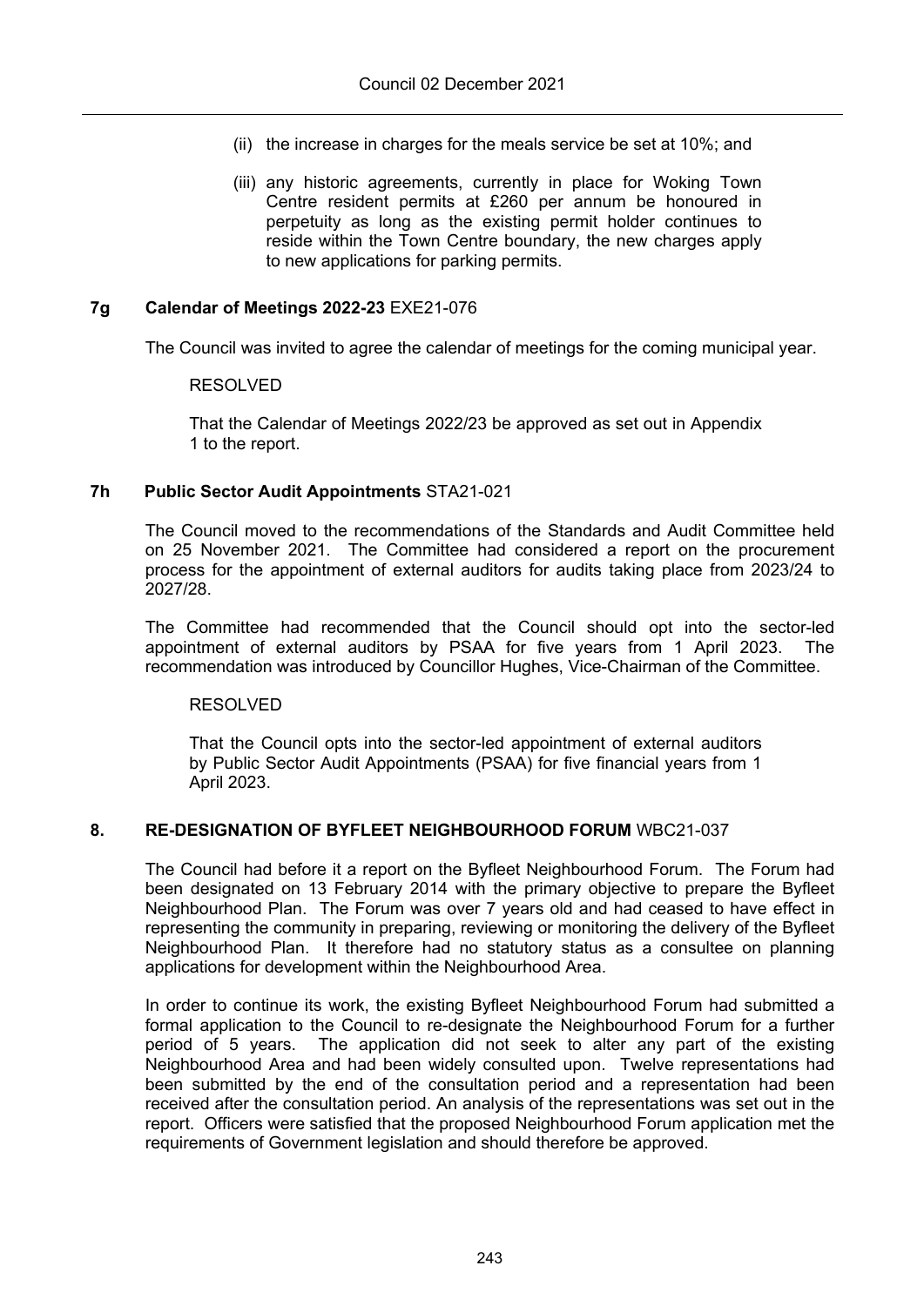(ii) the increase in charges for the meals service be set at 10%; and

(iii) any historic agreements, currently in place for Woking Town Centre resident permits at £260 per annum be honoured in perpetuity as long as the existing permit holder continues to reside within the Town Centre boundary, the new charges apply to new applications for parking permits.

### 7g Calendar of Meetings 2022-23 EXE21-076

The Council was invited to agree the calendar of meetings for the coming municipal year.

RESOLVED

That the Calendar of Meetings 2022/23 be approved as set out in Appendix 1 to the report.

### 7h Public Sector Audit Appointments STA21-021

The Council moved to the recommendations of the Standards and Audit Committee held on 25 November 2021. The Committee had considered a report on the procurement process for the appointment of external auditors for audits taking place from 2023/24 to 2027/28.

The Committee had recommended that the Council should opt into the sector-led appointment of external auditors by PSAA for five years from 1 April 2023. The recommendation was introduced by Councillor Hughes, Vice-Chairman of the Committee.

RESOLVED

That the Council opts into the sector-led appointment of external auditors by Public Sector Audit Appointments (PSAA) for five financial years from 1 April 2023.

## 8. RE-DESIGNATION OF BYFLEET NEIGHBOURHOOD FORUM WBC21-037

The Council had before it a report on the Byfleet Neighbourhood Forum. The Forum had been designated on 13 February 2014 with the primary objective to prepare the Byfleet Neighbourhood Plan. The Forum was over 7 years old and had ceased to have effect in representing the community in preparing, reviewing or monitoring the delivery of the Byfleet Neighbourhood Plan. It therefore had no statutory status as a consultee on planning applications for development within the Neighbourhood Area.

In order to continue its work, the existing Byfleet Neighbourhood Forum had submitted a formal application to the Council to re-designate the Neighbourhood Forum for a further period of 5 years. The application did not seek to alter any part of the existing Neighbourhood Area and had been widely consulted upon. Twelve representations had been submitted by the end of the consultation period and a representation had been received after the consultation period. An analysis of the representations was set out in the report. Officers were satisfied that the proposed Neighbourhood Forum application met the requirements of Government legislation and should therefore be approved.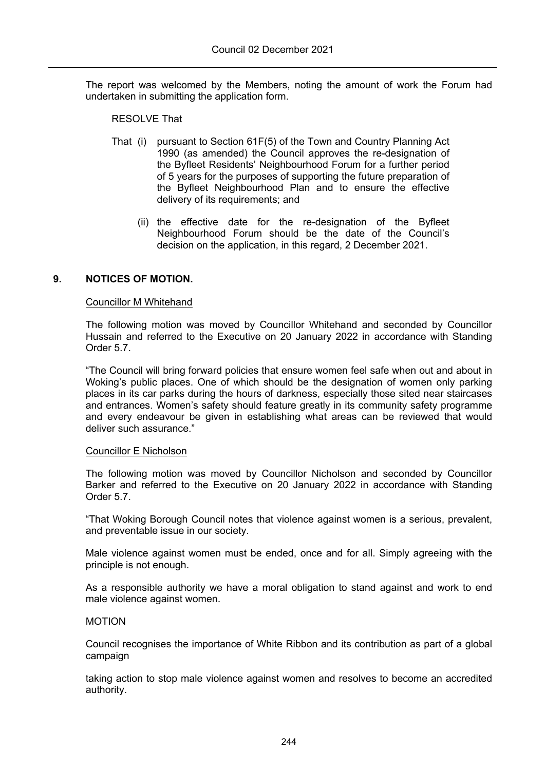The report was welcomed by the Members, noting the amount of work the Forum had undertaken in submitting the application form.

RESOLVE That

That (i) pursuant to Section 61F(5) of the Town and Country Planning Act 1990 (as amended) the Council approves the re-designation of the Byfleet Residents' Neighbourhood Forum for a further period of 5 years for the purposes of supporting the future preparation of the Byfleet Neighbourhood Plan and to ensure the effective delivery of its requirements; and

(ii) the effective date for the re-designation of the Byfleet Neighbourhood Forum should be the date of the Council's decision on the application, in this regard, 2 December 2021.

## 9. NOTICES OF MOTION.

Councillor M Whitehand

The following motion was moved by Councillor Whitehand and seconded by Councillor Hussain and referred to the Executive on 20 January 2022 in accordance with Standing Order 5.7.

"The Council will bring forward policies that ensure women feel safe when out and about in Woking's public places. One of which should be the designation of women only parking places in its car parks during the hours of darkness, especially those sited near staircases and entrances. Women's safety should feature greatly in its community safety programme and every endeavour be given in establishing what areas can be reviewed that would deliver such assurance."

Councillor E Nicholson

The following motion was moved by Councillor Nicholson and seconded by Councillor Barker and referred to the Executive on 20 January 2022 in accordance with Standing Order 5.7.

"That Woking Borough Council notes that violence against women is a serious, prevalent, and preventable issue in our society.

Male violence against women must be ended, once and for all. Simply agreeing with the principle is not enough.

As a responsible authority we have a moral obligation to stand against and work to end male violence against women.

MOTION

Council recognises the importance of White Ribbon and its contribution as part of a global campaign

taking action to stop male violence against women and resolves to become an accredited authority.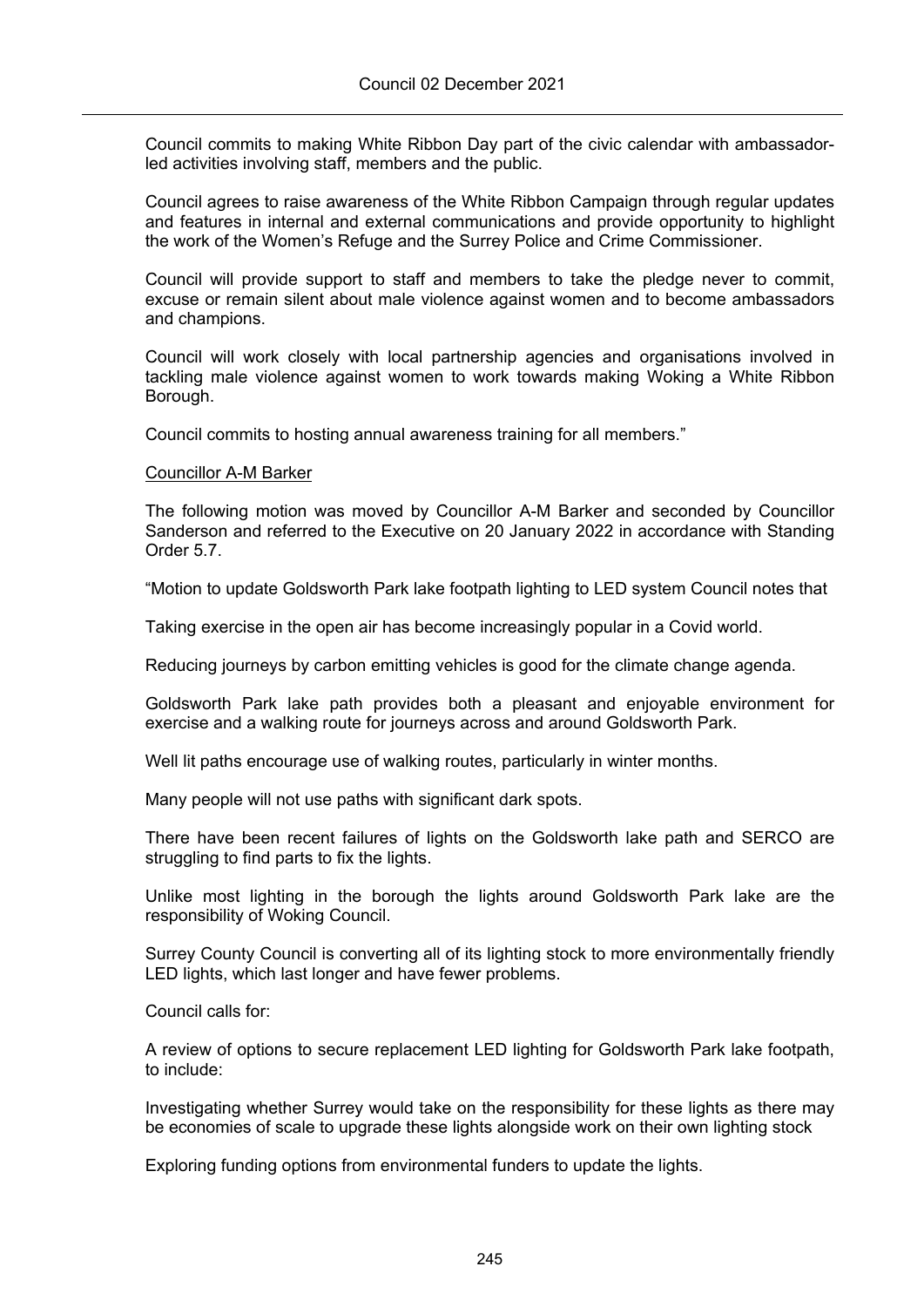Council commits to making White Ribbon Day part of the civic calendar with ambassador-led activities involving staff, members and the public.

Council agrees to raise awareness of the White Ribbon Campaign through regular updates and features in internal and external communications and provide opportunity to highlight the work of the Women's Refuge and the Surrey Police and Crime Commissioner.

Council will provide support to staff and members to take the pledge never to commit, excuse or remain silent about male violence against women and to become ambassadors and champions.

Council will work closely with local partnership agencies and organisations involved in tackling male violence against women to work towards making Woking a White Ribbon Borough.

Council commits to hosting annual awareness training for all members."

<u>Councillor A-M Barker</u>

The following motion was moved by Councillor A-M Barker and seconded by Councillor Sanderson and referred to the Executive on 20 January 2022 in accordance with Standing Order 5.7.

"Motion to update Goldsworth Park lake footpath lighting to LED system Council notes that

Taking exercise in the open air has become increasingly popular in a Covid world.

Reducing journeys by carbon emitting vehicles is good for the climate change agenda.

Goldsworth Park lake path provides both a pleasant and enjoyable environment for exercise and a walking route for journeys across and around Goldsworth Park.

Well lit paths encourage use of walking routes, particularly in winter months.

Many people will not use paths with significant dark spots.

There have been recent failures of lights on the Goldsworth lake path and SERCO are struggling to find parts to fix the lights.

Unlike most lighting in the borough the lights around Goldsworth Park lake are the responsibility of Woking Council.

Surrey County Council is converting all of its lighting stock to more environmentally friendly LED lights, which last longer and have fewer problems.

Council calls for:

A review of options to secure replacement LED lighting for Goldsworth Park lake footpath, to include:

Investigating whether Surrey would take on the responsibility for these lights as there may be economies of scale to upgrade these lights alongside work on their own lighting stock

Exploring funding options from environmental funders to update the lights.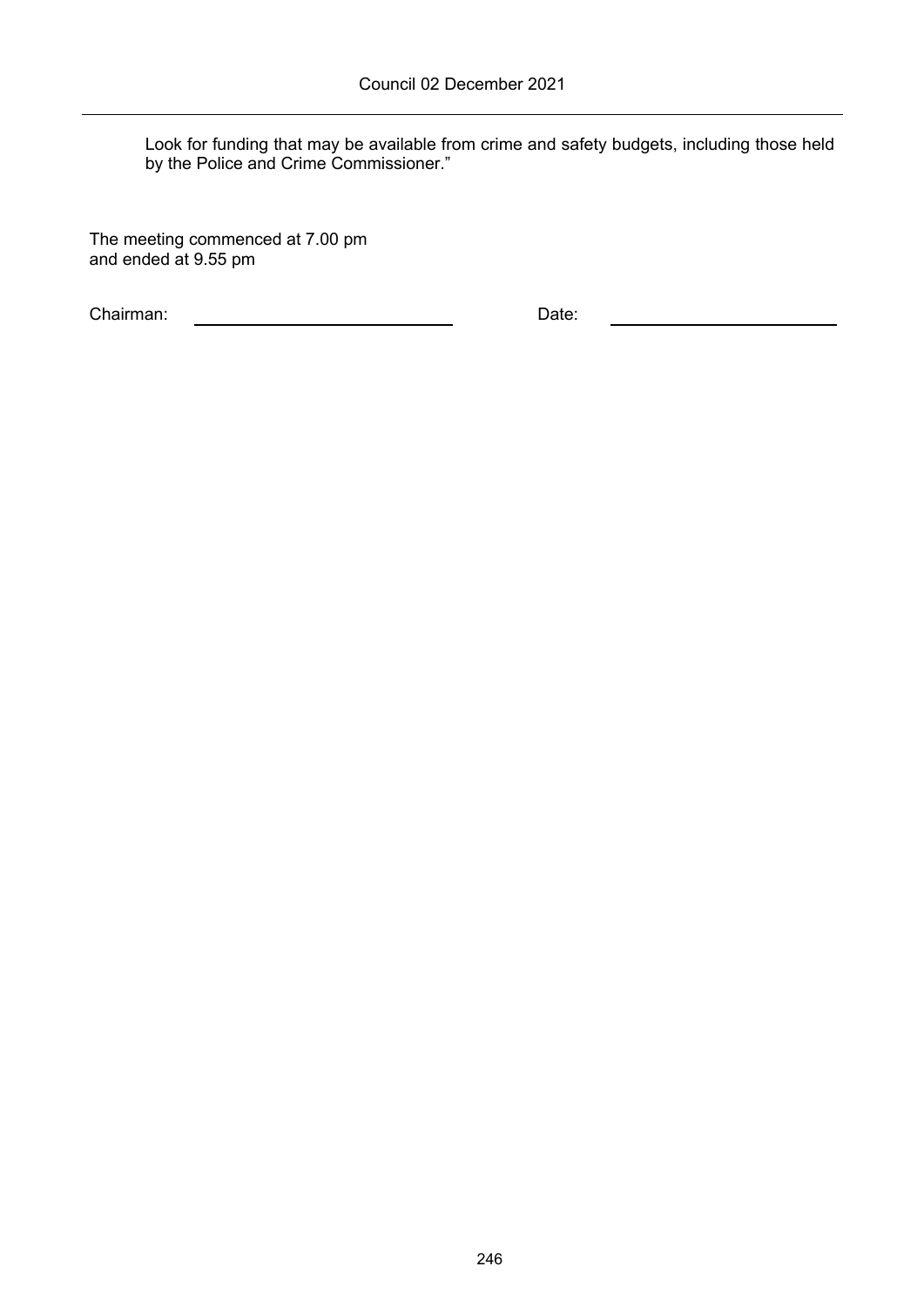Look for funding that may be available from crime and safety budgets, including those held by the Police and Crime Commissioner."

The meeting commenced at 7.00 pm
and ended at 9.55 pm

Chairman: \_\_\_\_\_\_\_\_\_\_\_\_\_\_\_\_\_\_\_\_\_\_\_\_\_\_\_\_ Date: \_\_\_\_\_\_\_\_\_\_\_\_\_\_\_\_\_\_\_\_\_\_\_\_\_\_